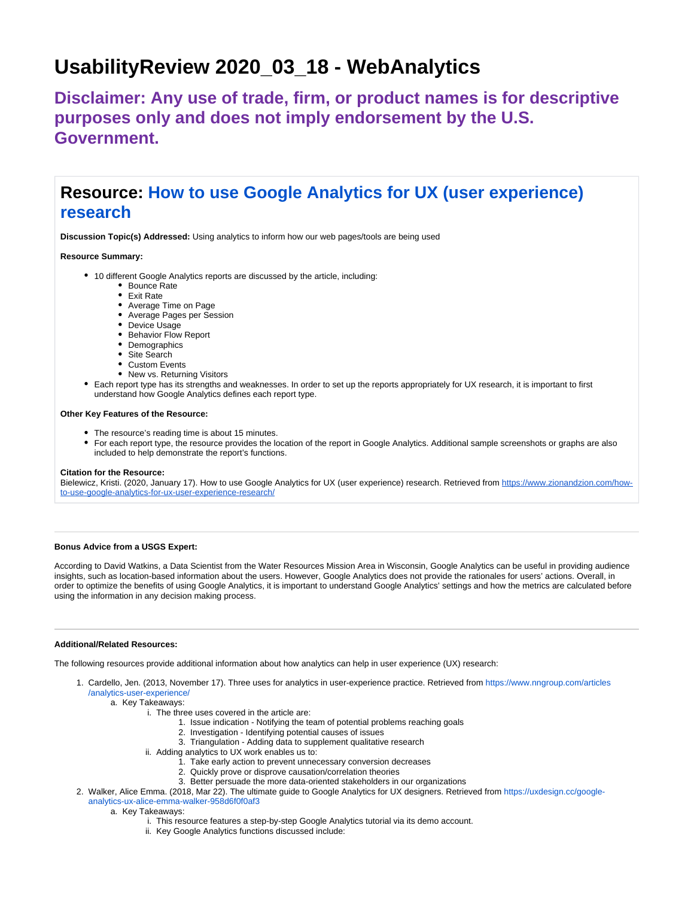# UsabilityReview 2020_03_18 - WebAnalytics

## Disclaimer: Any use of trade, firm, or product names is for descriptive purposes only and does not imply endorsement by the U.S. Government.

## Resource: [How to use Google Analytics for UX (user experience) research](https://www.zionandzion.com/how-to-use-google-analytics-for-ux-user-experience-research/)

**Discussion Topic(s) Addressed:** Using analytics to inform how our web pages/tools are being used

**Resource Summary:**

- 10 different Google Analytics reports are discussed by the article, including:
  - Bounce Rate
  - Exit Rate
  - Average Time on Page
  - Average Pages per Session
  - Device Usage
  - Behavior Flow Report
  - Demographics
  - Site Search
  - Custom Events
  - New vs. Returning Visitors
- Each report type has its strengths and weaknesses. In order to set up the reports appropriately for UX research, it is important to first understand how Google Analytics defines each report type.

**Other Key Features of the Resource:**

- The resource's reading time is about 15 minutes.
- For each report type, the resource provides the location of the report in Google Analytics. Additional sample screenshots or graphs are also included to help demonstrate the report's functions.

**Citation for the Resource:**
Bielewicz, Kristi. (2020, January 17). How to use Google Analytics for UX (user experience) research. Retrieved from https://www.zionandzion.com/how-to-use-google-analytics-for-ux-user-experience-research/

---

**Bonus Advice from a USGS Expert:**

According to David Watkins, a Data Scientist from the Water Resources Mission Area in Wisconsin, Google Analytics can be useful in providing audience insights, such as location-based information about the users. However, Google Analytics does not provide the rationales for users' actions. Overall, in order to optimize the benefits of using Google Analytics, it is important to understand Google Analytics' settings and how the metrics are calculated before using the information in any decision making process.

---

**Additional/Related Resources:**

The following resources provide additional information about how analytics can help in user experience (UX) research:

1. Cardello, Jen. (2013, November 17). Three uses for analytics in user-experience practice. Retrieved from https://www.nngroup.com/articles/analytics-user-experience/
   a. Key Takeaways:
      i. The three uses covered in the article are:
         1. Issue indication - Notifying the team of potential problems reaching goals
         2. Investigation - Identifying potential causes of issues
         3. Triangulation - Adding data to supplement qualitative research
      ii. Adding analytics to UX work enables us to:
         1. Take early action to prevent unnecessary conversion decreases
         2. Quickly prove or disprove causation/correlation theories
         3. Better persuade the more data-oriented stakeholders in our organizations
2. Walker, Alice Emma. (2018, Mar 22). The ultimate guide to Google Analytics for UX designers. Retrieved from https://uxdesign.cc/google-analytics-ux-alice-emma-walker-958d6f0f0af3
   a. Key Takeaways:
      i. This resource features a step-by-step Google Analytics tutorial via its demo account.
      ii. Key Google Analytics functions discussed include: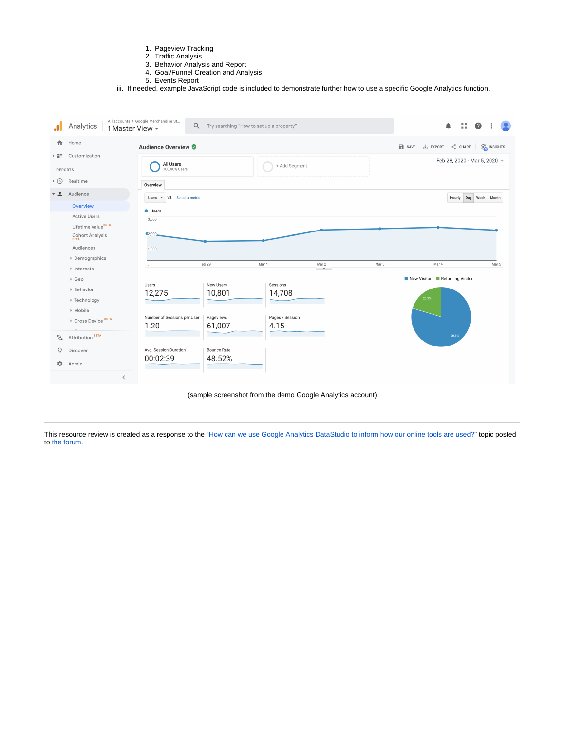1. Pageview Tracking
2. Traffic Analysis
3. Behavior Analysis and Report
4. Goal/Funnel Creation and Analysis
5. Events Report

iii. If needed, example JavaScript code is included to demonstrate further how to use a specific Google Analytics function.

(sample screenshot from the demo Google Analytics account)

---

This resource review is created as a response to the "How can we use Google Analytics DataStudio to inform how our online tools are used?" topic posted to the forum.